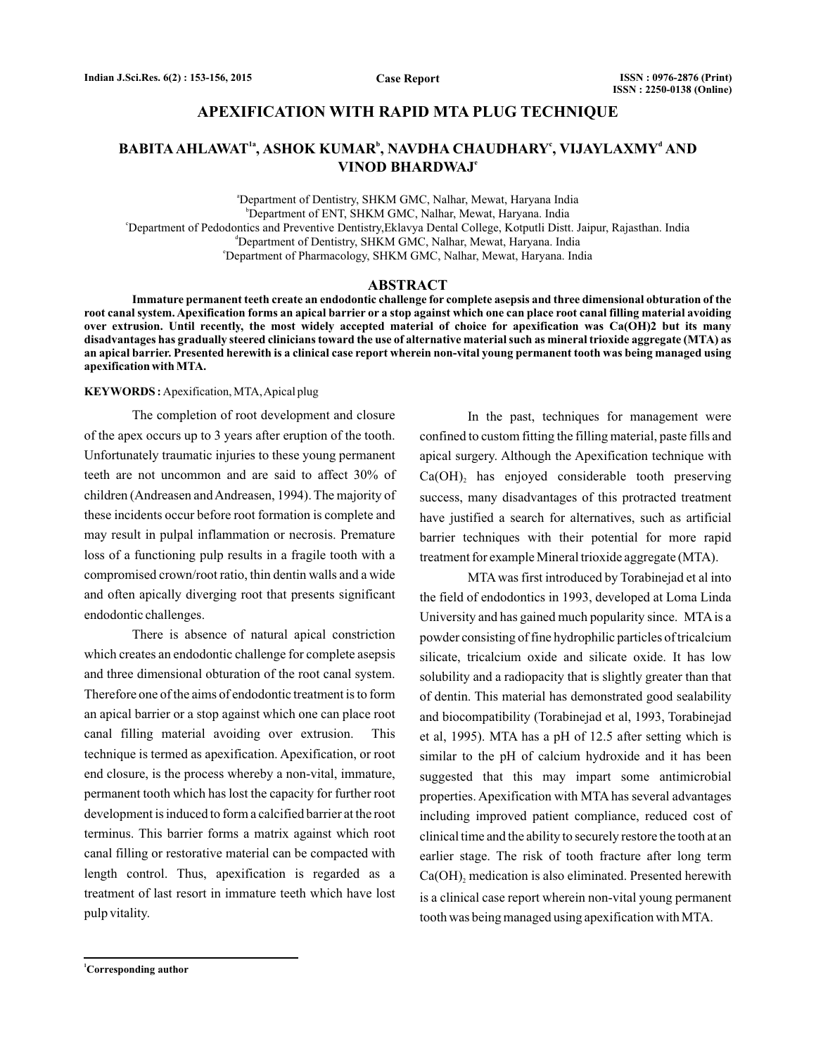# APEXIFICATION WITH RAPID MTA PLUG TECHNIQUE

**BABITA AHLAWAT[1a], ASHOK KUMAR[b], NAVDHA CHAUDHARY[c], VIJAYLAXMY[d] AND VINOD BHARDWAJ[e]**

[a]Department of Dentistry, SHKM GMC, Nalhar, Mewat, Haryana India
[b]Department of ENT, SHKM GMC, Nalhar, Mewat, Haryana. India
[c]Department of Pedodontics and Preventive Dentistry,Eklavya Dental College, Kotputli Distt. Jaipur, Rajasthan. India
[d]Department of Dentistry, SHKM GMC, Nalhar, Mewat, Haryana. India
[e]Department of Pharmacology, SHKM GMC, Nalhar, Mewat, Haryana. India

## ABSTRACT

**Immature permanent teeth create an endodontic challenge for complete asepsis and three dimensional obturation of the root canal system. Apexification forms an apical barrier or a stop against which one can place root canal filling material avoiding over extrusion. Until recently, the most widely accepted material of choice for apexification was Ca(OH)2 but its many disadvantages has gradually steered clinicians toward the use of alternative material such as mineral trioxide aggregate (MTA) as an apical barrier. Presented herewith is a clinical case report wherein non-vital young permanent tooth was being managed using apexification with MTA.**

**KEYWORDS :** Apexification, MTA, Apical plug

The completion of root development and closure of the apex occurs up to 3 years after eruption of the tooth. Unfortunately traumatic injuries to these young permanent teeth are not uncommon and are said to affect 30% of children (Andreasen and Andreasen, 1994). The majority of these incidents occur before root formation is complete and may result in pulpal inflammation or necrosis. Premature loss of a functioning pulp results in a fragile tooth with a compromised crown/root ratio, thin dentin walls and a wide and often apically diverging root that presents significant endodontic challenges.

There is absence of natural apical constriction which creates an endodontic challenge for complete asepsis and three dimensional obturation of the root canal system. Therefore one of the aims of endodontic treatment is to form an apical barrier or a stop against which one can place root canal filling material avoiding over extrusion. This technique is termed as apexification. Apexification, or root end closure, is the process whereby a non-vital, immature, permanent tooth which has lost the capacity for further root development is induced to form a calcified barrier at the root terminus. This barrier forms a matrix against which root canal filling or restorative material can be compacted with length control. Thus, apexification is regarded as a treatment of last resort in immature teeth which have lost pulp vitality.

In the past, techniques for management were confined to custom fitting the filling material, paste fills and apical surgery. Although the Apexification technique with $Ca(OH)_2$ has enjoyed considerable tooth preserving success, many disadvantages of this protracted treatment have justified a search for alternatives, such as artificial barrier techniques with their potential for more rapid treatment for example Mineral trioxide aggregate (MTA).

MTA was first introduced by Torabinejad et al into the field of endodontics in 1993, developed at Loma Linda University and has gained much popularity since. MTA is a powder consisting of fine hydrophilic particles of tricalcium silicate, tricalcium oxide and silicate oxide. It has low solubility and a radiopacity that is slightly greater than that of dentin. This material has demonstrated good sealability and biocompatibility (Torabinejad et al, 1993, Torabinejad et al, 1995). MTA has a pH of 12.5 after setting which is similar to the pH of calcium hydroxide and it has been suggested that this may impart some antimicrobial properties. Apexification with MTA has several advantages including improved patient compliance, reduced cost of clinical time and the ability to securely restore the tooth at an earlier stage. The risk of tooth fracture after long term $Ca(OH)_2$ medication is also eliminated. Presented herewith is a clinical case report wherein non-vital young permanent tooth was being managed using apexification with MTA.

[1]**Corresponding author**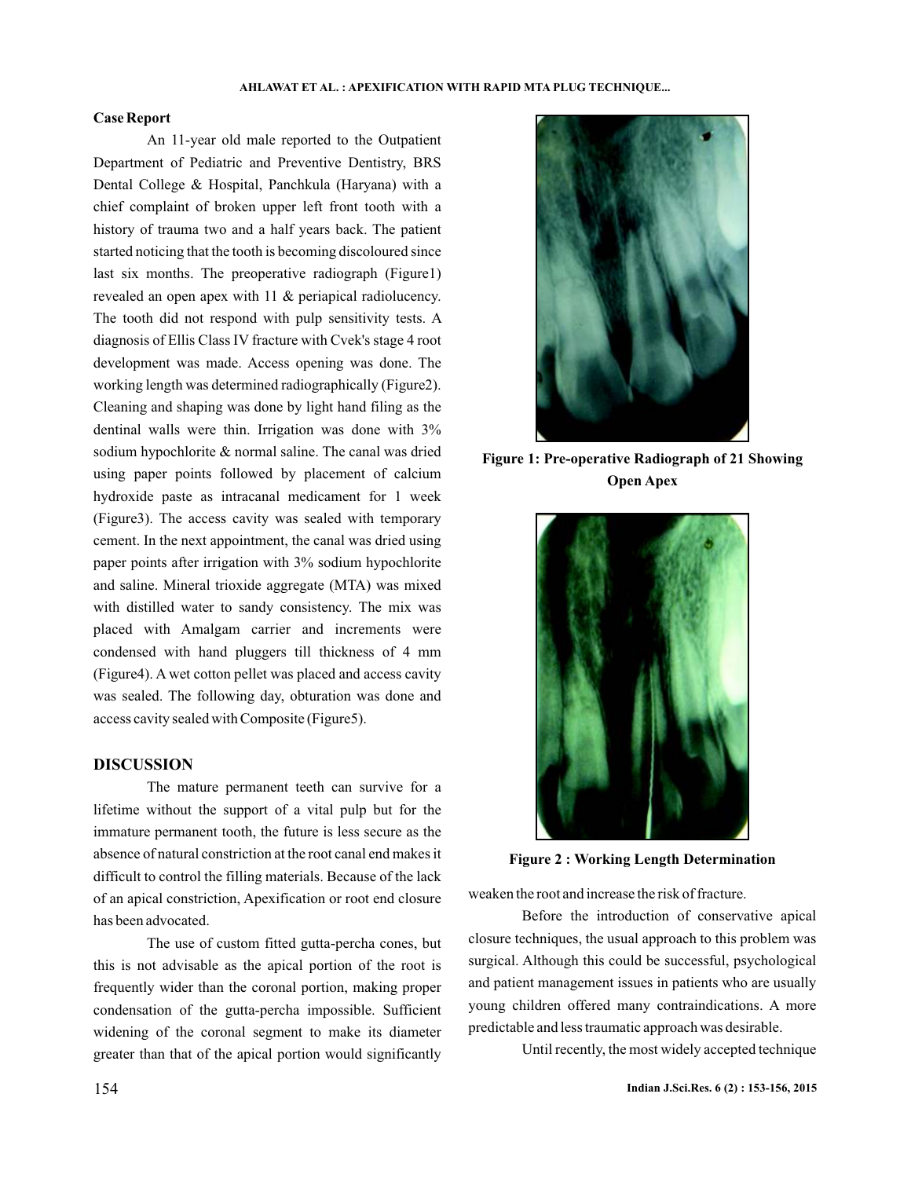## Case Report

An 11-year old male reported to the Outpatient Department of Pediatric and Preventive Dentistry, BRS Dental College & Hospital, Panchkula (Haryana) with a chief complaint of broken upper left front tooth with a history of trauma two and a half years back. The patient started noticing that the tooth is becoming discoloured since last six months. The preoperative radiograph (Figure1) revealed an open apex with 11 & periapical radiolucency. The tooth did not respond with pulp sensitivity tests. A diagnosis of Ellis Class IV fracture with Cvek's stage 4 root development was made. Access opening was done. The working length was determined radiographically (Figure2). Cleaning and shaping was done by light hand filing as the dentinal walls were thin. Irrigation was done with 3% sodium hypochlorite & normal saline. The canal was dried using paper points followed by placement of calcium hydroxide paste as intracanal medicament for 1 week (Figure3). The access cavity was sealed with temporary cement. In the next appointment, the canal was dried using paper points after irrigation with 3% sodium hypochlorite and saline. Mineral trioxide aggregate (MTA) was mixed with distilled water to sandy consistency. The mix was placed with Amalgam carrier and increments were condensed with hand pluggers till thickness of 4 mm (Figure4). A wet cotton pellet was placed and access cavity was sealed. The following day, obturation was done and access cavity sealed with Composite (Figure5).

**Figure 1: Pre-operative Radiograph of 21 Showing Open Apex**

**Figure 2 : Working Length Determination**

## DISCUSSION

The mature permanent teeth can survive for a lifetime without the support of a vital pulp but for the immature permanent tooth, the future is less secure as the absence of natural constriction at the root canal end makes it difficult to control the filling materials. Because of the lack of an apical constriction, Apexification or root end closure has been advocated.

The use of custom fitted gutta-percha cones, but this is not advisable as the apical portion of the root is frequently wider than the coronal portion, making proper condensation of the gutta-percha impossible. Sufficient widening of the coronal segment to make its diameter greater than that of the apical portion would significantly weaken the root and increase the risk of fracture.

Before the introduction of conservative apical closure techniques, the usual approach to this problem was surgical. Although this could be successful, psychological and patient management issues in patients who are usually young children offered many contraindications. A more predictable and less traumatic approach was desirable.

Until recently, the most widely accepted technique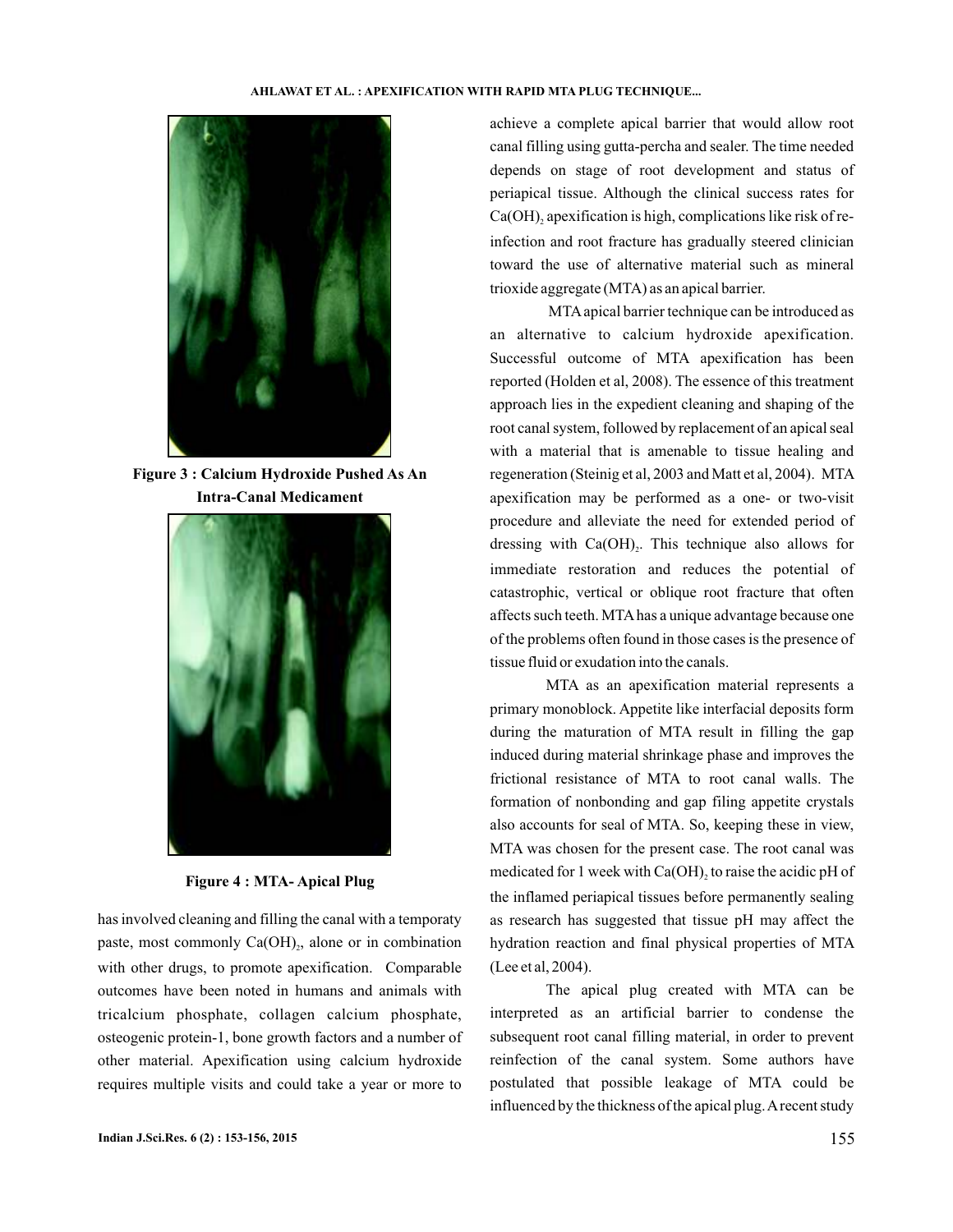Figure 3 : Calcium Hydroxide Pushed As An Intra-Canal Medicament

Figure 4 : MTA- Apical Plug

has involved cleaning and filling the canal with a temporaty paste, most commonly $Ca(OH)_2$, alone or in combination with other drugs, to promote apexification. Comparable outcomes have been noted in humans and animals with tricalcium phosphate, collagen calcium phosphate, osteogenic protein-1, bone growth factors and a number of other material. Apexification using calcium hydroxide requires multiple visits and could take a year or more to achieve a complete apical barrier that would allow root canal filling using gutta-percha and sealer. The time needed depends on stage of root development and status of periapical tissue. Although the clinical success rates for $Ca(OH)_2$ apexification is high, complications like risk of re-infection and root fracture has gradually steered clinician toward the use of alternative material such as mineral trioxide aggregate (MTA) as an apical barrier.

MTA apical barrier technique can be introduced as an alternative to calcium hydroxide apexification. Successful outcome of MTA apexification has been reported (Holden et al, 2008). The essence of this treatment approach lies in the expedient cleaning and shaping of the root canal system, followed by replacement of an apical seal with a material that is amenable to tissue healing and regeneration (Steinig et al, 2003 and Matt et al, 2004). MTA apexification may be performed as a one- or two-visit procedure and alleviate the need for extended period of dressing with $Ca(OH)_2$. This technique also allows for immediate restoration and reduces the potential of catastrophic, vertical or oblique root fracture that often affects such teeth. MTA has a unique advantage because one of the problems often found in those cases is the presence of tissue fluid or exudation into the canals.

MTA as an apexification material represents a primary monoblock. Appetite like interfacial deposits form during the maturation of MTA result in filling the gap induced during material shrinkage phase and improves the frictional resistance of MTA to root canal walls. The formation of nonbonding and gap filing appetite crystals also accounts for seal of MTA. So, keeping these in view, MTA was chosen for the present case. The root canal was medicated for 1 week with $Ca(OH)_2$ to raise the acidic pH of the inflamed periapical tissues before permanently sealing as research has suggested that tissue pH may affect the hydration reaction and final physical properties of MTA (Lee et al, 2004).

The apical plug created with MTA can be interpreted as an artificial barrier to condense the subsequent root canal filling material, in order to prevent reinfection of the canal system. Some authors have postulated that possible leakage of MTA could be influenced by the thickness of the apical plug. A recent study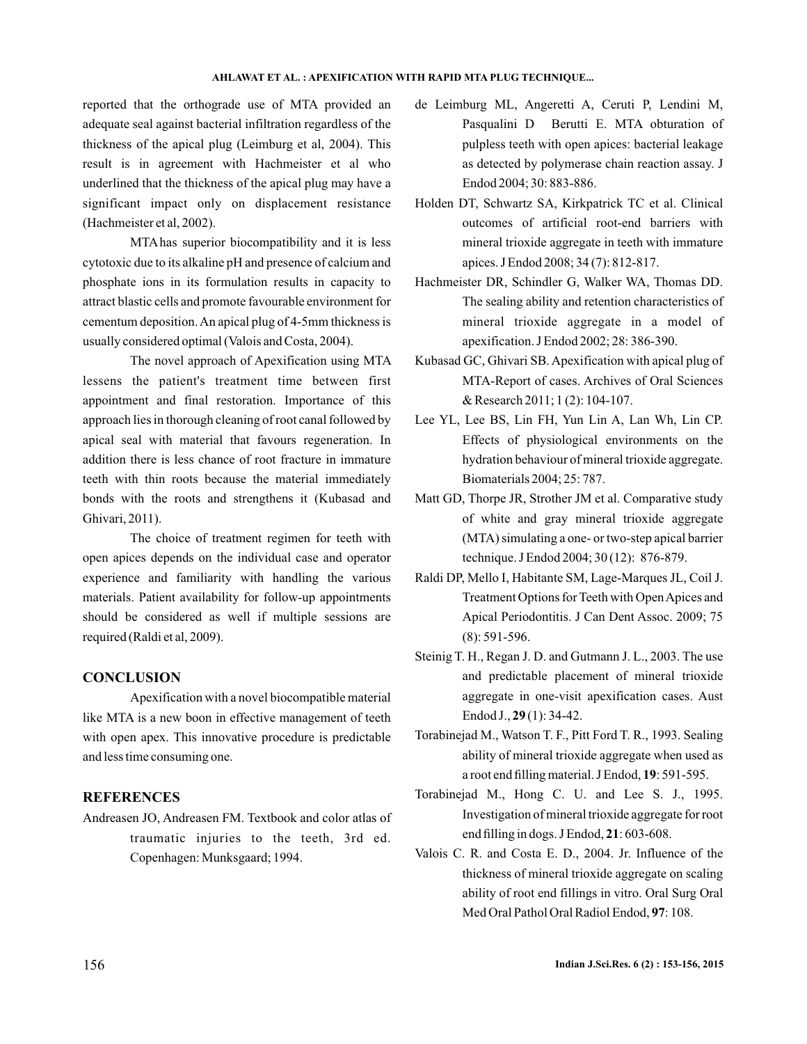reported that the orthograde use of MTA provided an adequate seal against bacterial infiltration regardless of the thickness of the apical plug (Leimburg et al, 2004). This result is in agreement with Hachmeister et al who underlined that the thickness of the apical plug may have a significant impact only on displacement resistance (Hachmeister et al, 2002).

MTA has superior biocompatibility and it is less cytotoxic due to its alkaline pH and presence of calcium and phosphate ions in its formulation results in capacity to attract blastic cells and promote favourable environment for cementum deposition. An apical plug of 4-5mm thickness is usually considered optimal (Valois and Costa, 2004).

The novel approach of Apexification using MTA lessens the patient's treatment time between first appointment and final restoration. Importance of this approach lies in thorough cleaning of root canal followed by apical seal with material that favours regeneration. In addition there is less chance of root fracture in immature teeth with thin roots because the material immediately bonds with the roots and strengthens it (Kubasad and Ghivari, 2011).

The choice of treatment regimen for teeth with open apices depends on the individual case and operator experience and familiarity with handling the various materials. Patient availability for follow-up appointments should be considered as well if multiple sessions are required (Raldi et al, 2009).

## CONCLUSION

Apexification with a novel biocompatible material like MTA is a new boon in effective management of teeth with open apex. This innovative procedure is predictable and less time consuming one.

## REFERENCES

Andreasen JO, Andreasen FM. Textbook and color atlas of traumatic injuries to the teeth, 3rd ed. Copenhagen: Munksgaard; 1994.

de Leimburg ML, Angeretti A, Ceruti P, Lendini M, Pasqualini D Berutti E. MTA obturation of pulpless teeth with open apices: bacterial leakage as detected by polymerase chain reaction assay. J Endod 2004; 30: 883-886.

Holden DT, Schwartz SA, Kirkpatrick TC et al. Clinical outcomes of artificial root-end barriers with mineral trioxide aggregate in teeth with immature apices. J Endod 2008; 34 (7): 812-817.

Hachmeister DR, Schindler G, Walker WA, Thomas DD. The sealing ability and retention characteristics of mineral trioxide aggregate in a model of apexification. J Endod 2002; 28: 386-390.

Kubasad GC, Ghivari SB. Apexification with apical plug of MTA-Report of cases. Archives of Oral Sciences & Research 2011; 1 (2): 104-107.

Lee YL, Lee BS, Lin FH, Yun Lin A, Lan Wh, Lin CP. Effects of physiological environments on the hydration behaviour of mineral trioxide aggregate. Biomaterials 2004; 25: 787.

Matt GD, Thorpe JR, Strother JM et al. Comparative study of white and gray mineral trioxide aggregate (MTA) simulating a one- or two-step apical barrier technique. J Endod 2004; 30 (12): 876-879.

Raldi DP, Mello I, Habitante SM, Lage-Marques JL, Coil J. Treatment Options for Teeth with Open Apices and Apical Periodontitis. J Can Dent Assoc. 2009; 75 (8): 591-596.

Steinig T. H., Regan J. D. and Gutmann J. L., 2003. The use and predictable placement of mineral trioxide aggregate in one-visit apexification cases. Aust Endod J., **29** (1): 34-42.

Torabinejad M., Watson T. F., Pitt Ford T. R., 1993. Sealing ability of mineral trioxide aggregate when used as a root end filling material. J Endod, **19**: 591-595.

Torabinejad M., Hong C. U. and Lee S. J., 1995. Investigation of mineral trioxide aggregate for root end filling in dogs. J Endod, **21**: 603-608.

Valois C. R. and Costa E. D., 2004. Jr. Influence of the thickness of mineral trioxide aggregate on scaling ability of root end fillings in vitro. Oral Surg Oral Med Oral Pathol Oral Radiol Endod, **97**: 108.